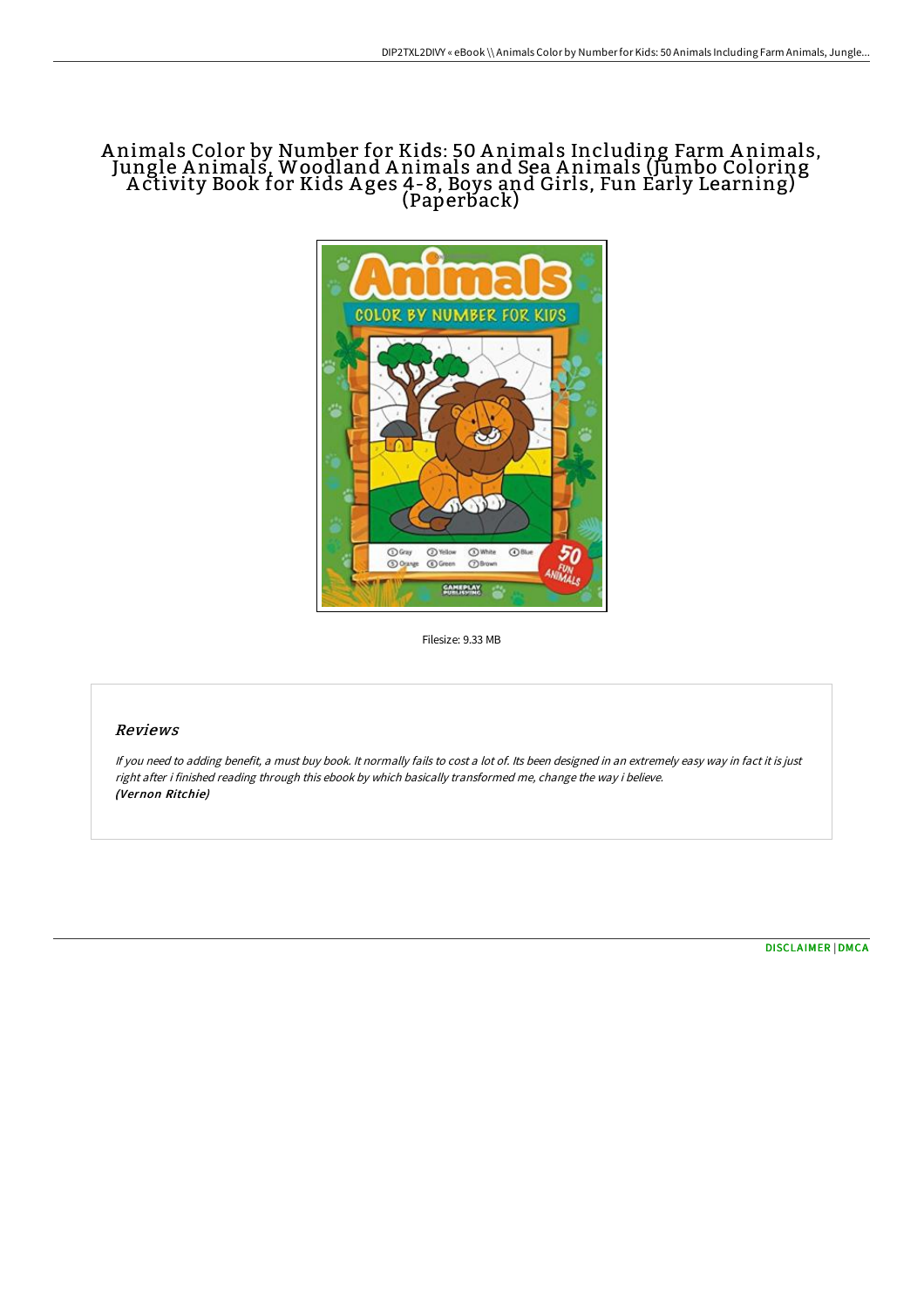# Animals Color by Number for Kids: 50 Animals Including Farm Animals, Jungle Animals, Woodland Animals and Sea Animals (Jumbo Coloring Activity Book for Kids Ages 4-8, Boys and Girls, Fun Early Learning) (Paperback)

Filesize: 9.33 MB

## Reviews

*If you need to adding benefit, a must buy book. It normally fails to cost a lot of. Its been designed in an extremely easy way in fact it is just right after i finished reading through this ebook by which basically transformed me, change the way i believe.*
***(Vernon Ritchie)***

DISCLAIMER | DMCA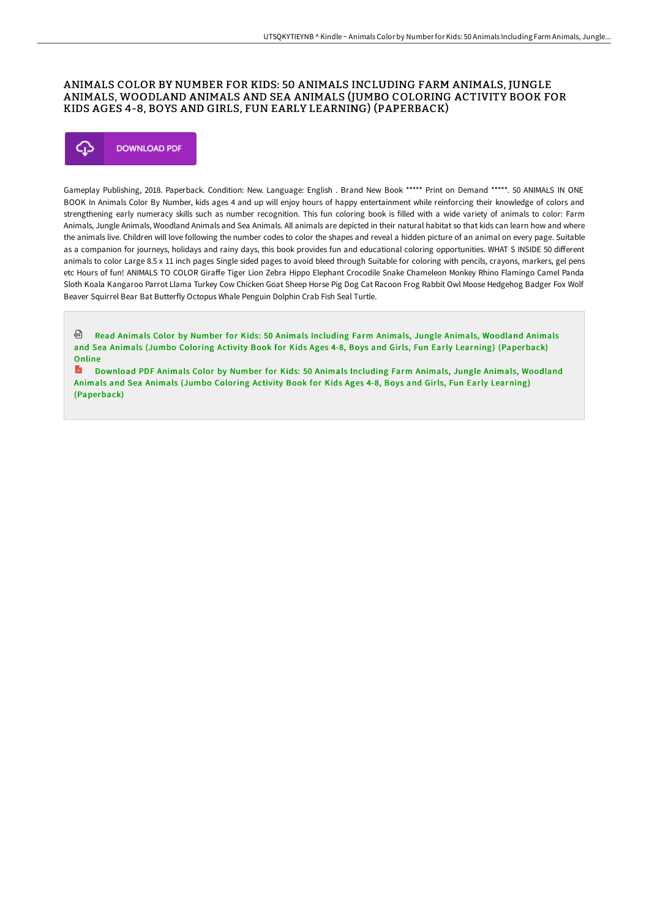# ANIMALS COLOR BY NUMBER FOR KIDS: 50 ANIMALS INCLUDING FARM ANIMALS, JUNGLE ANIMALS, WOODLAND ANIMALS AND SEA ANIMALS (JUMBO COLORING ACTIVITY BOOK FOR KIDS AGES 4-8, BOYS AND GIRLS, FUN EARLY LEARNING) (PAPERBACK)

DOWNLOAD PDF

Gameplay Publishing, 2018. Paperback. Condition: New. Language: English . Brand New Book ***** Print on Demand *****. 50 ANIMALS IN ONE BOOK In Animals Color By Number, kids ages 4 and up will enjoy hours of happy entertainment while reinforcing their knowledge of colors and strengthening early numeracy skills such as number recognition. This fun coloring book is filled with a wide variety of animals to color: Farm Animals, Jungle Animals, Woodland Animals and Sea Animals. All animals are depicted in their natural habitat so that kids can learn how and where the animals live. Children will love following the number codes to color the shapes and reveal a hidden picture of an animal on every page. Suitable as a companion for journeys, holidays and rainy days, this book provides fun and educational coloring opportunities. WHAT S INSIDE 50 different animals to color Large 8.5 x 11 inch pages Single sided pages to avoid bleed through Suitable for coloring with pencils, crayons, markers, gel pens etc Hours of fun! ANIMALS TO COLOR Giraffe Tiger Lion Zebra Hippo Elephant Crocodile Snake Chameleon Monkey Rhino Flamingo Camel Panda Sloth Koala Kangaroo Parrot Llama Turkey Cow Chicken Goat Sheep Horse Pig Dog Cat Racoon Frog Rabbit Owl Moose Hedgehog Badger Fox Wolf Beaver Squirrel Bear Bat Butterfly Octopus Whale Penguin Dolphin Crab Fish Seal Turtle.

Read Animals Color by Number for Kids: 50 Animals Including Farm Animals, Jungle Animals, Woodland Animals and Sea Animals (Jumbo Coloring Activity Book for Kids Ages 4-8, Boys and Girls, Fun Early Learning) (Paperback) Online

Download PDF Animals Color by Number for Kids: 50 Animals Including Farm Animals, Jungle Animals, Woodland Animals and Sea Animals (Jumbo Coloring Activity Book for Kids Ages 4-8, Boys and Girls, Fun Early Learning) (Paperback)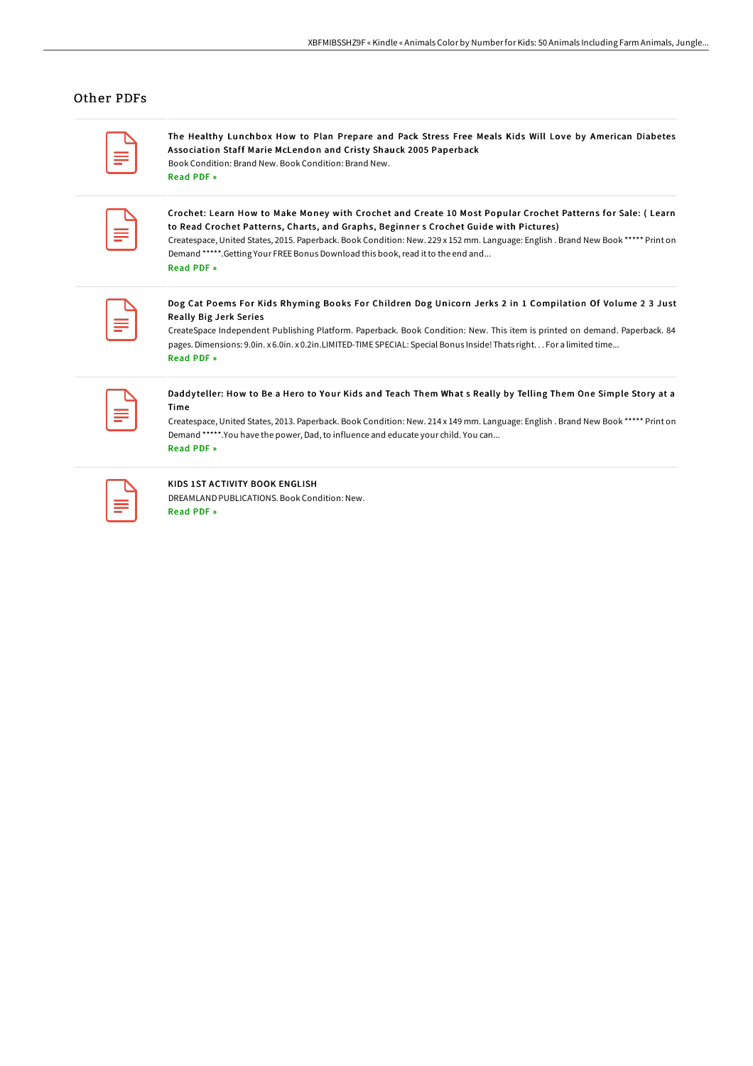## Other PDFs

**The Healthy Lunchbox How to Plan Prepare and Pack Stress Free Meals Kids Will Love by American Diabetes Association Staff Marie McLendon and Cristy Shauck 2005 Paperback**

Book Condition: Brand New. Book Condition: Brand New.

Read PDF »

**Crochet: Learn How to Make Money with Crochet and Create 10 Most Popular Crochet Patterns for Sale: ( Learn to Read Crochet Patterns, Charts, and Graphs, Beginner s Crochet Guide with Pictures)**

Createspace, United States, 2015. Paperback. Book Condition: New. 229 x 152 mm. Language: English . Brand New Book ***** Print on Demand *****.Getting Your FREE Bonus Download this book, read it to the end and...

Read PDF »

**Dog Cat Poems For Kids Rhyming Books For Children Dog Unicorn Jerks 2 in 1 Compilation Of Volume 2 3 Just Really Big Jerk Series**

CreateSpace Independent Publishing Platform. Paperback. Book Condition: New. This item is printed on demand. Paperback. 84 pages. Dimensions: 9.0in. x 6.0in. x 0.2in.LIMITED-TIME SPECIAL: Special Bonus Inside! Thats right. . . For a limited time...

Read PDF »

**Daddyteller: How to Be a Hero to Your Kids and Teach Them What s Really by Telling Them One Simple Story at a Time**

Createspace, United States, 2013. Paperback. Book Condition: New. 214 x 149 mm. Language: English . Brand New Book ***** Print on Demand *****.You have the power, Dad, to influence and educate your child. You can...

Read PDF »

**KIDS 1ST ACTIVITY BOOK ENGLISH**

DREAMLAND PUBLICATIONS. Book Condition: New.

Read PDF »